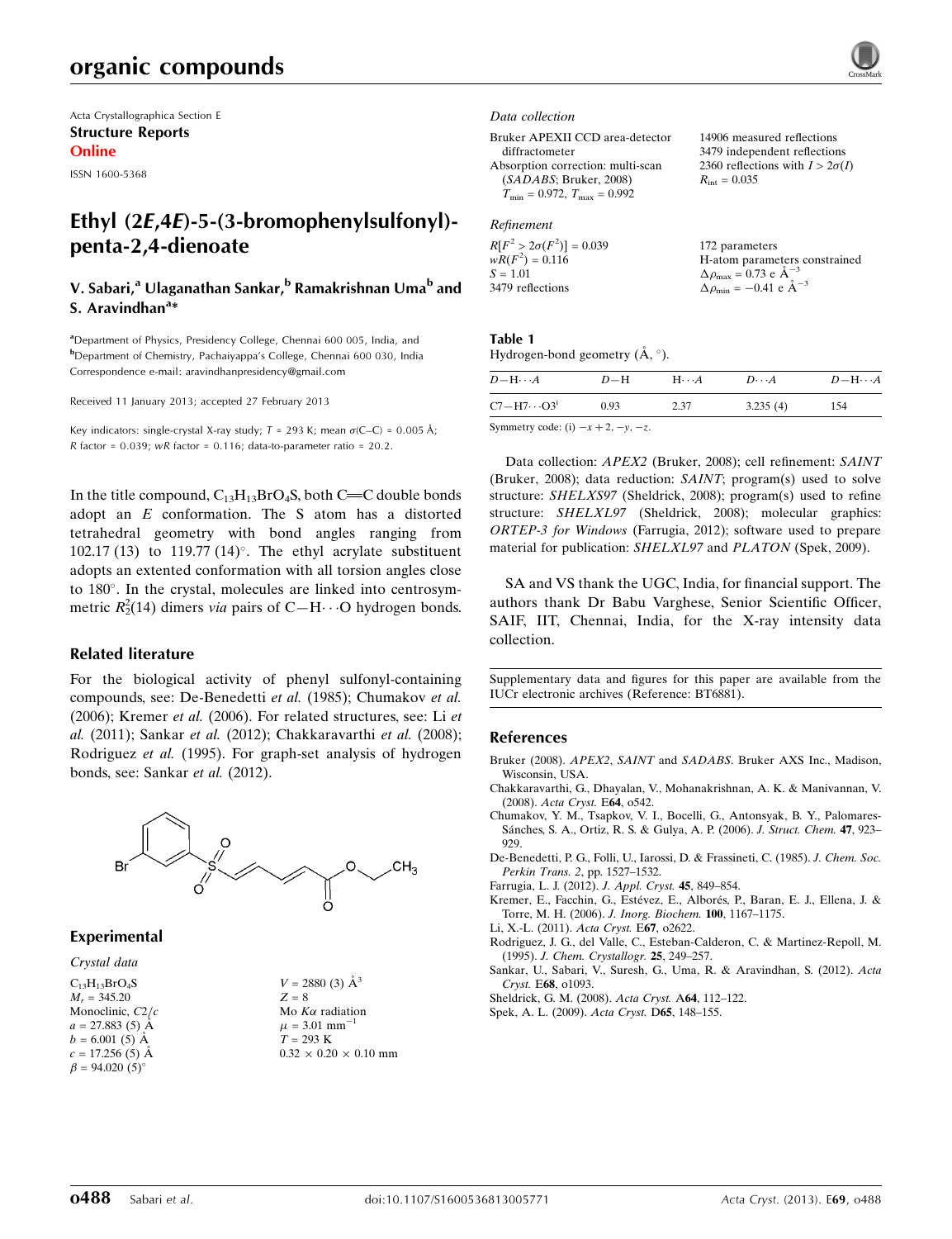Acta Crystallographica Section E
**Structure Reports Online**
ISSN 1600-5368

# Ethyl (2*E*,4*E*)-5-(3-bromophenylsulfonyl)-penta-2,4-dienoate

**V. Sabari,[a] Ulaganathan Sankar,[b] Ramakrishnan Uma[b] and S. Aravindhan[a]***

[a]Department of Physics, Presidency College, Chennai 600 005, India, and [b]Department of Chemistry, Pachaiyappa's College, Chennai 600 030, India
Correspondence e-mail: aravindhanpresidency@gmail.com

Received 11 January 2013; accepted 27 February 2013

Key indicators: single-crystal X-ray study; $T$ = 293 K; mean $\sigma$(C–C) = 0.005 Å; $R$ factor = 0.039; $wR$ factor = 0.116; data-to-parameter ratio = 20.2.

In the title compound, $C_{13}H_{13}BrO_4S$, both C=C double bonds adopt an *E* conformation. The S atom has a distorted tetrahedral geometry with bond angles ranging from 102.17 (13) to 119.77 (14)°. The ethyl acrylate substituent adopts an extented conformation with all torsion angles close to 180°. In the crystal, molecules are linked into centrosymmetric $R_2^2(14)$ dimers *via* pairs of C—H⋯O hydrogen bonds.

## Related literature

For the biological activity of phenyl sulfonyl-containing compounds, see: De-Benedetti *et al.* (1985); Chumakov *et al.* (2006); Kremer *et al.* (2006). For related structures, see: Li *et al.* (2011); Sankar *et al.* (2012); Chakkaravarthi *et al.* (2008); Rodriguez *et al.* (1995). For graph-set analysis of hydrogen bonds, see: Sankar *et al.* (2012).

## Experimental

*Crystal data*

$C_{13}H_{13}BrO_4S$
$M_r$ = 345.20
Monoclinic, $C2/c$
$a$ = 27.883 (5) Å
$b$ = 6.001 (5) Å
$c$ = 17.256 (5) Å
$\beta$ = 94.020 (5)°
$V$ = 2880 (3) Å$^3$
$Z$ = 8
Mo $K\alpha$ radiation
$\mu$ = 3.01 mm$^{-1}$
$T$ = 293 K
0.32 × 0.20 × 0.10 mm

*Data collection*

Bruker APEXII CCD area-detector diffractometer
Absorption correction: multi-scan (*SADABS*; Bruker, 2008)
$T_{min}$ = 0.972, $T_{max}$ = 0.992
14906 measured reflections
3479 independent reflections
2360 reflections with $I > 2\sigma(I)$
$R_{int}$ = 0.035

*Refinement*

$R[F^2 > 2\sigma(F^2)]$ = 0.039
$wR(F^2)$ = 0.116
$S$ = 1.01
3479 reflections
172 parameters
H-atom parameters constrained
$\Delta\rho_{max}$ = 0.73 e Å$^{-3}$
$\Delta\rho_{min}$ = −0.41 e Å$^{-3}$

**Table 1**
Hydrogen-bond geometry (Å, °).

| $D$—H⋯$A$ | $D$—H | H⋯$A$ | $D$⋯$A$ | $D$—H⋯$A$ |
|---|---|---|---|---|
| C7—H7⋯O3[i] | 0.93 | 2.37 | 3.235 (4) | 154 |

Symmetry code: (i) $-x+2, -y, -z$.

Data collection: *APEX2* (Bruker, 2008); cell refinement: *SAINT* (Bruker, 2008); data reduction: *SAINT*; program(s) used to solve structure: *SHELXS97* (Sheldrick, 2008); program(s) used to refine structure: *SHELXL97* (Sheldrick, 2008); molecular graphics: *ORTEP-3 for Windows* (Farrugia, 2012); software used to prepare material for publication: *SHELXL97* and *PLATON* (Spek, 2009).

SA and VS thank the UGC, India, for financial support. The authors thank Dr Babu Varghese, Senior Scientific Officer, SAIF, IIT, Chennai, India, for the X-ray intensity data collection.

Supplementary data and figures for this paper are available from the IUCr electronic archives (Reference: BT6881).

## References

Bruker (2008). *APEX2*, *SAINT* and *SADABS*. Bruker AXS Inc., Madison, Wisconsin, USA.
Chakkaravarthi, G., Dhayalan, V., Mohanakrishnan, A. K. & Manivannan, V. (2008). *Acta Cryst.* E**64**, o542.
Chumakov, Y. M., Tsapkov, V. I., Bocelli, G., Antonsyak, B. Y., Palomares-Sánches, S. A., Ortiz, R. S. & Gulya, A. P. (2006). *J. Struct. Chem.* **47**, 923–929.
De-Benedetti, P. G., Folli, U., Iarossi, D. & Frassineti, C. (1985). *J. Chem. Soc. Perkin Trans. 2*, pp. 1527–1532.
Farrugia, L. J. (2012). *J. Appl. Cryst.* **45**, 849–854.
Kremer, E., Facchin, G., Estévez, E., Alborés, P., Baran, E. J., Ellena, J. & Torre, M. H. (2006). *J. Inorg. Biochem.* **100**, 1167–1175.
Li, X.-L. (2011). *Acta Cryst.* E**67**, o2622.
Rodriguez, J. G., del Valle, C., Esteban-Calderon, C. & Martinez-Repoll, M. (1995). *J. Chem. Crystallogr.* **25**, 249–257.
Sankar, U., Sabari, V., Suresh, G., Uma, R. & Aravindhan, S. (2012). *Acta Cryst.* E**68**, o1093.
Sheldrick, G. M. (2008). *Acta Cryst.* A**64**, 112–122.
Spek, A. L. (2009). *Acta Cryst.* D**65**, 148–155.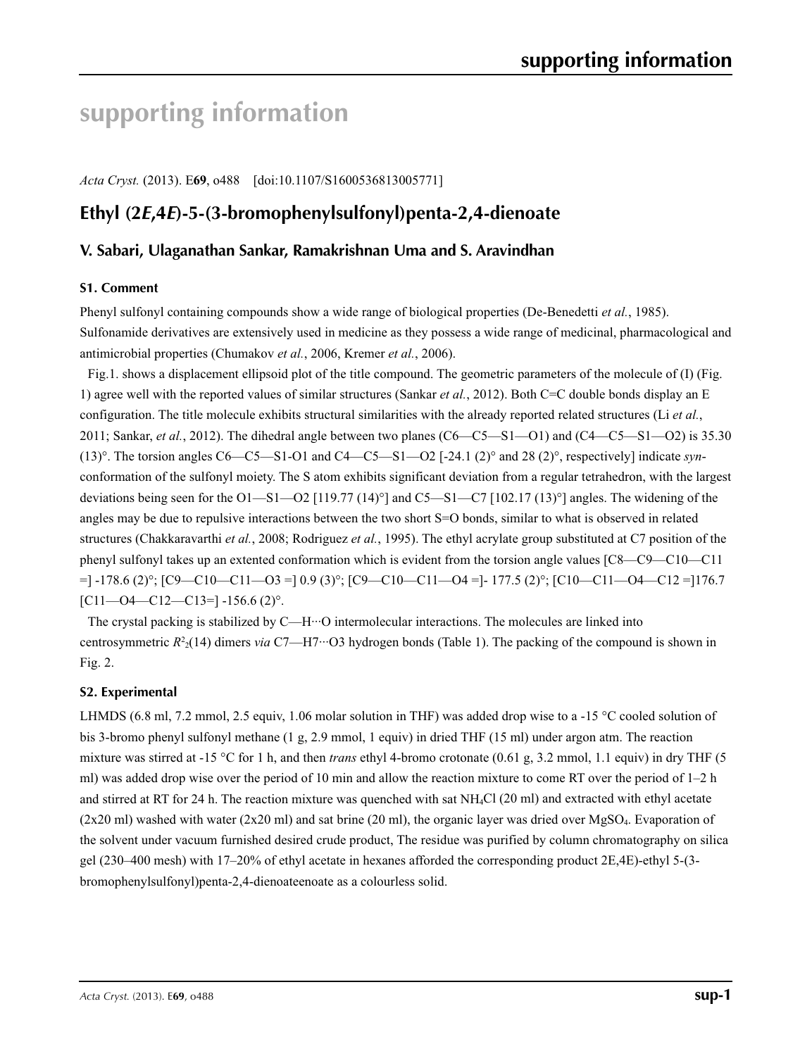# supporting information

*Acta Cryst.* (2013). E**69**, o488 [doi:10.1107/S1600536813005771]

## Ethyl (2*E*,4*E*)-5-(3-bromophenylsulfonyl)penta-2,4-dienoate

### V. Sabari, Ulaganathan Sankar, Ramakrishnan Uma and S. Aravindhan

#### S1. Comment

Phenyl sulfonyl containing compounds show a wide range of biological properties (De-Benedetti *et al.*, 1985). Sulfonamide derivatives are extensively used in medicine as they possess a wide range of medicinal, pharmacological and antimicrobial properties (Chumakov *et al.*, 2006, Kremer *et al.*, 2006).

Fig.1. shows a displacement ellipsoid plot of the title compound. The geometric parameters of the molecule of (I) (Fig. 1) agree well with the reported values of similar structures (Sankar *et al.*, 2012). Both C=C double bonds display an E configuration. The title molecule exhibits structural similarities with the already reported related structures (Li *et al.*, 2011; Sankar, *et al.*, 2012). The dihedral angle between two planes (C6—C5—S1—O1) and (C4—C5—S1—O2) is 35.30 (13)°. The torsion angles C6—C5—S1-O1 and C4—C5—S1—O2 [-24.1 (2)° and 28 (2)°, respectively] indicate *syn*-conformation of the sulfonyl moiety. The S atom exhibits significant deviation from a regular tetrahedron, with the largest deviations being seen for the O1—S1—O2 [119.77 (14)°] and C5—S1—C7 [102.17 (13)°] angles. The widening of the angles may be due to repulsive interactions between the two short S=O bonds, similar to what is observed in related structures (Chakkaravarthi *et al.*, 2008; Rodriguez *et al.*, 1995). The ethyl acrylate group substituted at C7 position of the phenyl sulfonyl takes up an extented conformation which is evident from the torsion angle values [C8—C9—C10—C11 =] -178.6 (2)°; [C9—C10—C11—O3 =] 0.9 (3)°; [C9—C10—C11—O4 =]- 177.5 (2)°; [C10—C11—O4—C12 =]176.7 [C11—O4—C12—C13=] -156.6 (2)°.

The crystal packing is stabilized by C—H···O intermolecular interactions. The molecules are linked into centrosymmetric $R^2_2(14)$ dimers *via* C7—H7···O3 hydrogen bonds (Table 1). The packing of the compound is shown in Fig. 2.

#### S2. Experimental

LHMDS (6.8 ml, 7.2 mmol, 2.5 equiv, 1.06 molar solution in THF) was added drop wise to a -15 °C cooled solution of bis 3-bromo phenyl sulfonyl methane (1 g, 2.9 mmol, 1 equiv) in dried THF (15 ml) under argon atm. The reaction mixture was stirred at -15 °C for 1 h, and then *trans* ethyl 4-bromo crotonate (0.61 g, 3.2 mmol, 1.1 equiv) in dry THF (5 ml) was added drop wise over the period of 10 min and allow the reaction mixture to come RT over the period of 1–2 h and stirred at RT for 24 h. The reaction mixture was quenched with sat $NH_4Cl$ (20 ml) and extracted with ethyl acetate (2x20 ml) washed with water (2x20 ml) and sat brine (20 ml), the organic layer was dried over $MgSO_4$. Evaporation of the solvent under vacuum furnished desired crude product, The residue was purified by column chromatography on silica gel (230–400 mesh) with 17–20% of ethyl acetate in hexanes afforded the corresponding product 2E,4E)-ethyl 5-(3-bromophenylsulfonyl)penta-2,4-dienoateenoate as a colourless solid.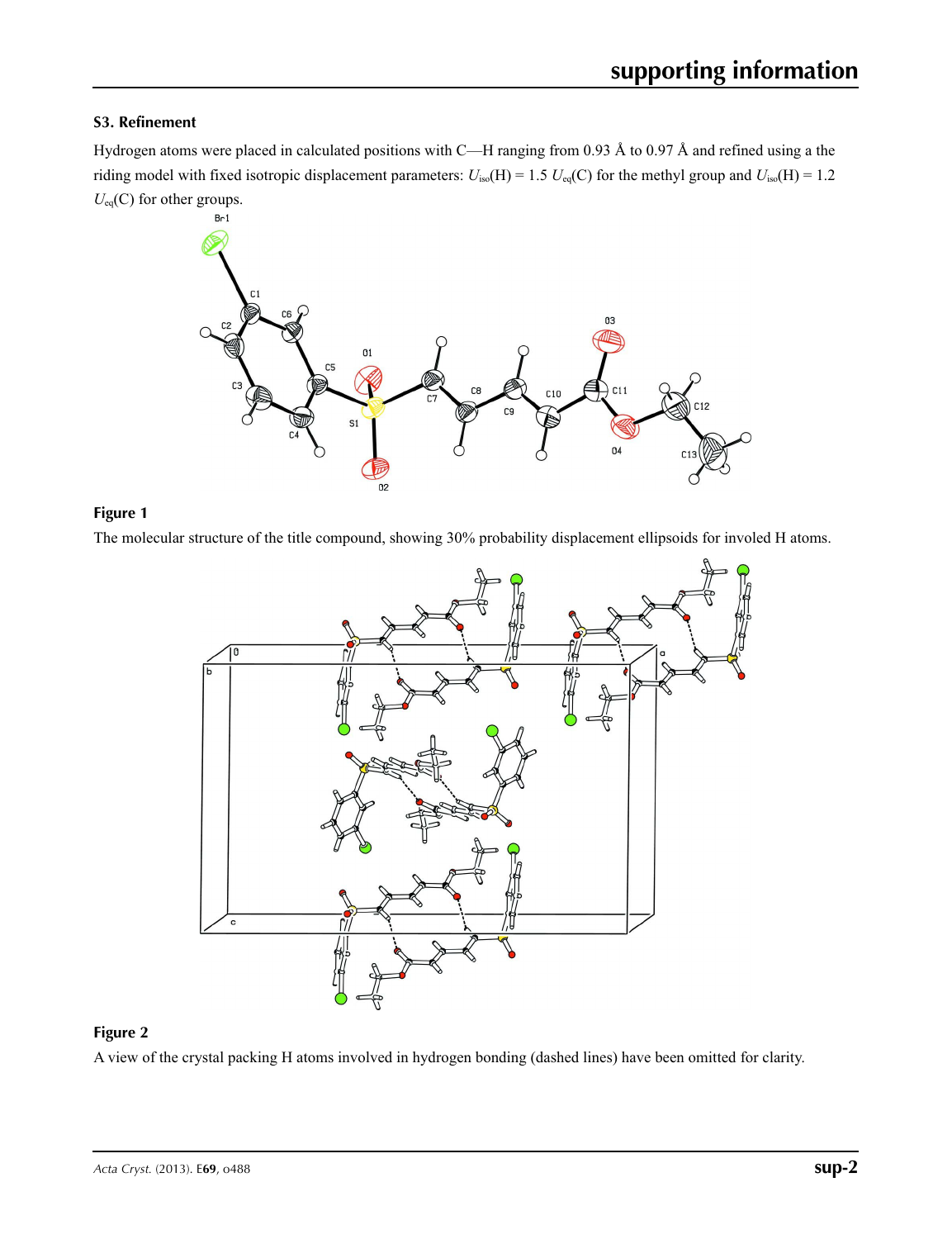### S3. Refinement

Hydrogen atoms were placed in calculated positions with C—H ranging from 0.93 Å to 0.97 Å and refined using a the riding model with fixed isotropic displacement parameters: $U_{iso}(H) = 1.5\ U_{eq}(C)$ for the methyl group and $U_{iso}(H) = 1.2\ U_{eq}(C)$ for other groups.

**Figure 1**

The molecular structure of the title compound, showing 30% probability displacement ellipsoids for involed H atoms.

**Figure 2**

A view of the crystal packing H atoms involved in hydrogen bonding (dashed lines) have been omitted for clarity.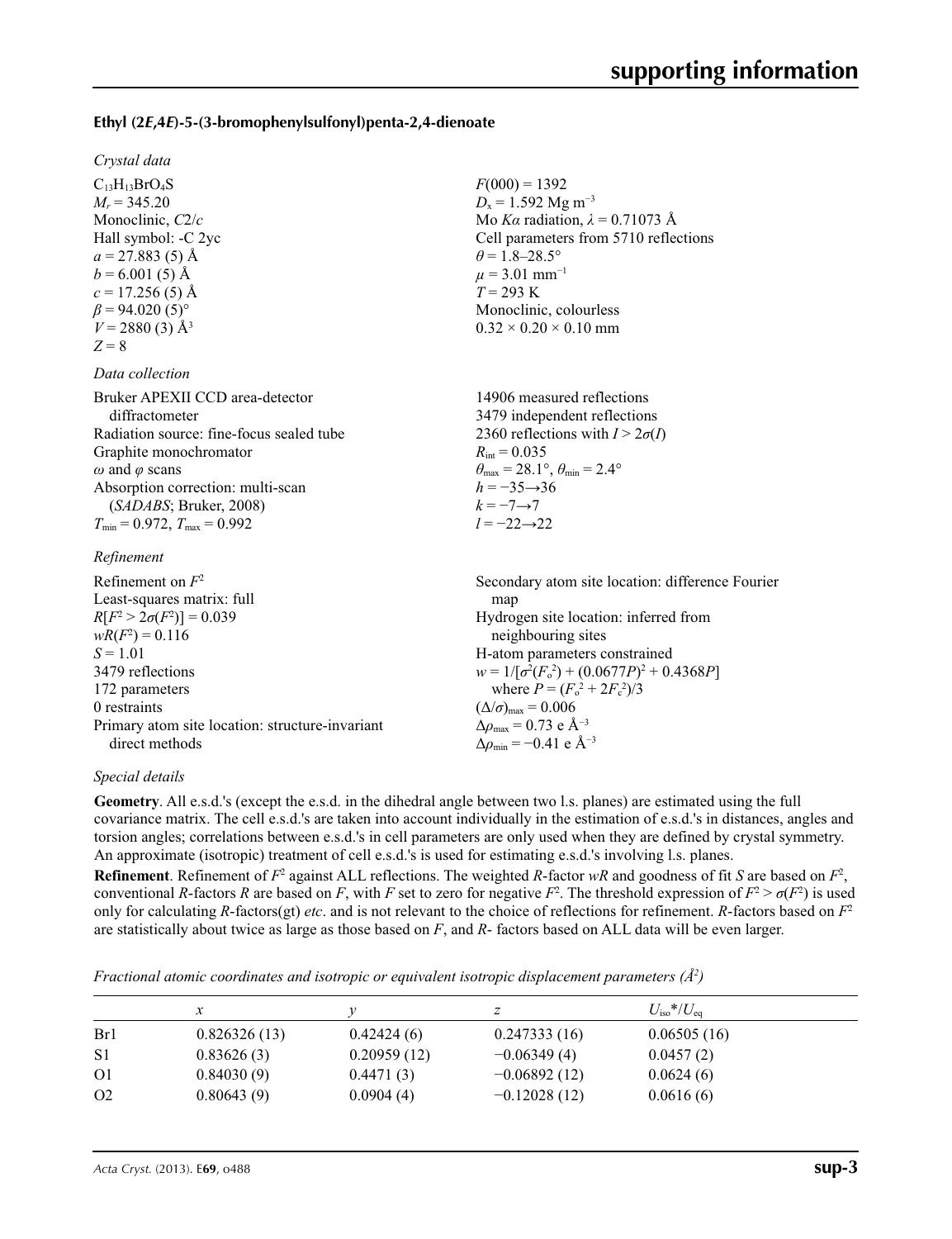### Ethyl (2*E*,4*E*)-5-(3-bromophenylsulfonyl)penta-2,4-dienoate

*Crystal data*

$C_{13}H_{13}BrO_4S$
$M_r = 345.20$
Monoclinic, $C2/c$
Hall symbol: -C 2yc
$a = 27.883$ (5) Å
$b = 6.001$ (5) Å
$c = 17.256$ (5) Å
$\beta = 94.020$ (5)°
$V = 2880$ (3) Å$^3$
$Z = 8$

$F(000) = 1392$
$D_x = 1.592$ Mg m$^{-3}$
Mo $K\alpha$ radiation, $\lambda = 0.71073$ Å
Cell parameters from 5710 reflections
$\theta = 1.8$–28.5°
$\mu = 3.01$ mm$^{-1}$
$T = 293$ K
Monoclinic, colourless
0.32 × 0.20 × 0.10 mm

*Data collection*

Bruker APEXII CCD area-detector diffractometer
Radiation source: fine-focus sealed tube
Graphite monochromator
$\omega$ and $\varphi$ scans
Absorption correction: multi-scan (*SADABS*; Bruker, 2008)
$T_{min} = 0.972$, $T_{max} = 0.992$

14906 measured reflections
3479 independent reflections
2360 reflections with $I > 2\sigma(I)$
$R_{int} = 0.035$
$\theta_{max} = 28.1°$, $\theta_{min} = 2.4°$
$h = -35 \rightarrow 36$
$k = -7 \rightarrow 7$
$l = -22 \rightarrow 22$

*Refinement*

Refinement on $F^2$
Least-squares matrix: full
$R[F^2 > 2\sigma(F^2)] = 0.039$
$wR(F^2) = 0.116$
$S = 1.01$
3479 reflections
172 parameters
0 restraints
Primary atom site location: structure-invariant direct methods

Secondary atom site location: difference Fourier map
Hydrogen site location: inferred from neighbouring sites
H-atom parameters constrained
$w = 1/[\sigma^2(F_o^2) + (0.0677P)^2 + 0.4368P]$ where $P = (F_o^2 + 2F_c^2)/3$
$(\Delta/\sigma)_{max} = 0.006$
$\Delta\rho_{max} = 0.73$ e Å$^{-3}$
$\Delta\rho_{min} = -0.41$ e Å$^{-3}$

*Special details*

**Geometry**. All e.s.d.'s (except the e.s.d. in the dihedral angle between two l.s. planes) are estimated using the full covariance matrix. The cell e.s.d.'s are taken into account individually in the estimation of e.s.d.'s in distances, angles and torsion angles; correlations between e.s.d.'s in cell parameters are only used when they are defined by crystal symmetry. An approximate (isotropic) treatment of cell e.s.d.'s is used for estimating e.s.d.'s involving l.s. planes.

**Refinement**. Refinement of $F^2$ against ALL reflections. The weighted *R*-factor *wR* and goodness of fit *S* are based on $F^2$, conventional *R*-factors *R* are based on *F*, with *F* set to zero for negative $F^2$. The threshold expression of $F^2 > \sigma(F^2)$ is used only for calculating *R*-factors(gt) *etc*. and is not relevant to the choice of reflections for refinement. *R*-factors based on $F^2$ are statistically about twice as large as those based on *F*, and *R*- factors based on ALL data will be even larger.

*Fractional atomic coordinates and isotropic or equivalent isotropic displacement parameters (Å$^2$)*

| | *x* | *y* | *z* | $U_{iso}$*/$U_{eq}$ |
|---|---|---|---|---|
| Br1 | 0.826326 (13) | 0.42424 (6) | 0.247333 (16) | 0.06505 (16) |
| S1 | 0.83626 (3) | 0.20959 (12) | −0.06349 (4) | 0.0457 (2) |
| O1 | 0.84030 (9) | 0.4471 (3) | −0.06892 (12) | 0.0624 (6) |
| O2 | 0.80643 (9) | 0.0904 (4) | −0.12028 (12) | 0.0616 (6) |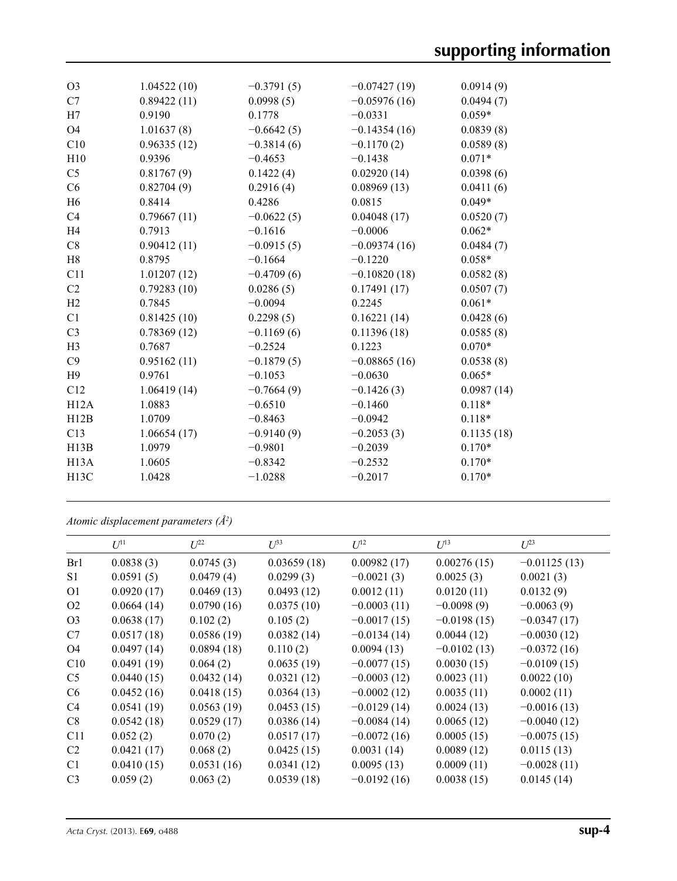| | | | | |
|---|---|---|---|---|
| O3 | 1.04522 (10) | −0.3791 (5) | −0.07427 (19) | 0.0914 (9) |
| C7 | 0.89422 (11) | 0.0998 (5) | −0.05976 (16) | 0.0494 (7) |
| H7 | 0.9190 | 0.1778 | −0.0331 | 0.059* |
| O4 | 1.01637 (8) | −0.6642 (5) | −0.14354 (16) | 0.0839 (8) |
| C10 | 0.96335 (12) | −0.3814 (6) | −0.1170 (2) | 0.0589 (8) |
| H10 | 0.9396 | −0.4653 | −0.1438 | 0.071* |
| C5 | 0.81767 (9) | 0.1422 (4) | 0.02920 (14) | 0.0398 (6) |
| C6 | 0.82704 (9) | 0.2916 (4) | 0.08969 (13) | 0.0411 (6) |
| H6 | 0.8414 | 0.4286 | 0.0815 | 0.049* |
| C4 | 0.79667 (11) | −0.0622 (5) | 0.04048 (17) | 0.0520 (7) |
| H4 | 0.7913 | −0.1616 | −0.0006 | 0.062* |
| C8 | 0.90412 (11) | −0.0915 (5) | −0.09374 (16) | 0.0484 (7) |
| H8 | 0.8795 | −0.1664 | −0.1220 | 0.058* |
| C11 | 1.01207 (12) | −0.4709 (6) | −0.10820 (18) | 0.0582 (8) |
| C2 | 0.79283 (10) | 0.0286 (5) | 0.17491 (17) | 0.0507 (7) |
| H2 | 0.7845 | −0.0094 | 0.2245 | 0.061* |
| C1 | 0.81425 (10) | 0.2298 (5) | 0.16221 (14) | 0.0428 (6) |
| C3 | 0.78369 (12) | −0.1169 (6) | 0.11396 (18) | 0.0585 (8) |
| H3 | 0.7687 | −0.2524 | 0.1223 | 0.070* |
| C9 | 0.95162 (11) | −0.1879 (5) | −0.08865 (16) | 0.0538 (8) |
| H9 | 0.9761 | −0.1053 | −0.0630 | 0.065* |
| C12 | 1.06419 (14) | −0.7664 (9) | −0.1426 (3) | 0.0987 (14) |
| H12A | 1.0883 | −0.6510 | −0.1460 | 0.118* |
| H12B | 1.0709 | −0.8463 | −0.0942 | 0.118* |
| C13 | 1.06654 (17) | −0.9140 (9) | −0.2053 (3) | 0.1135 (18) |
| H13B | 1.0979 | −0.9801 | −0.2039 | 0.170* |
| H13A | 1.0605 | −0.8342 | −0.2532 | 0.170* |
| H13C | 1.0428 | −1.0288 | −0.2017 | 0.170* |

*Atomic displacement parameters (Å$^2$)*

| | $U^{11}$ | $U^{22}$ | $U^{33}$ | $U^{12}$ | $U^{13}$ | $U^{23}$ |
|---|---|---|---|---|---|---|
| Br1 | 0.0838 (3) | 0.0745 (3) | 0.03659 (18) | 0.00982 (17) | 0.00276 (15) | −0.01125 (13) |
| S1 | 0.0591 (5) | 0.0479 (4) | 0.0299 (3) | −0.0021 (3) | 0.0025 (3) | 0.0021 (3) |
| O1 | 0.0920 (17) | 0.0469 (13) | 0.0493 (12) | 0.0012 (11) | 0.0120 (11) | 0.0132 (9) |
| O2 | 0.0664 (14) | 0.0790 (16) | 0.0375 (10) | −0.0003 (11) | −0.0098 (9) | −0.0063 (9) |
| O3 | 0.0638 (17) | 0.102 (2) | 0.105 (2) | −0.0017 (15) | −0.0198 (15) | −0.0347 (17) |
| C7 | 0.0517 (18) | 0.0586 (19) | 0.0382 (14) | −0.0134 (14) | 0.0044 (12) | −0.0030 (12) |
| O4 | 0.0497 (14) | 0.0894 (18) | 0.110 (2) | 0.0094 (13) | −0.0102 (13) | −0.0372 (16) |
| C10 | 0.0491 (19) | 0.064 (2) | 0.0635 (19) | −0.0077 (15) | 0.0030 (15) | −0.0109 (15) |
| C5 | 0.0440 (15) | 0.0432 (14) | 0.0321 (12) | −0.0003 (12) | 0.0023 (11) | 0.0022 (10) |
| C6 | 0.0452 (16) | 0.0418 (15) | 0.0364 (13) | −0.0002 (12) | 0.0035 (11) | 0.0002 (11) |
| C4 | 0.0541 (19) | 0.0563 (19) | 0.0453 (15) | −0.0129 (14) | 0.0024 (13) | −0.0016 (13) |
| C8 | 0.0542 (18) | 0.0529 (17) | 0.0386 (14) | −0.0084 (14) | 0.0065 (12) | −0.0040 (12) |
| C11 | 0.052 (2) | 0.070 (2) | 0.0517 (17) | −0.0072 (16) | 0.0005 (15) | −0.0075 (15) |
| C2 | 0.0421 (17) | 0.068 (2) | 0.0425 (15) | 0.0031 (14) | 0.0089 (12) | 0.0115 (13) |
| C1 | 0.0410 (15) | 0.0531 (16) | 0.0341 (12) | 0.0095 (13) | 0.0009 (11) | −0.0028 (11) |
| C3 | 0.059 (2) | 0.063 (2) | 0.0539 (18) | −0.0192 (16) | 0.0038 (15) | 0.0145 (14) |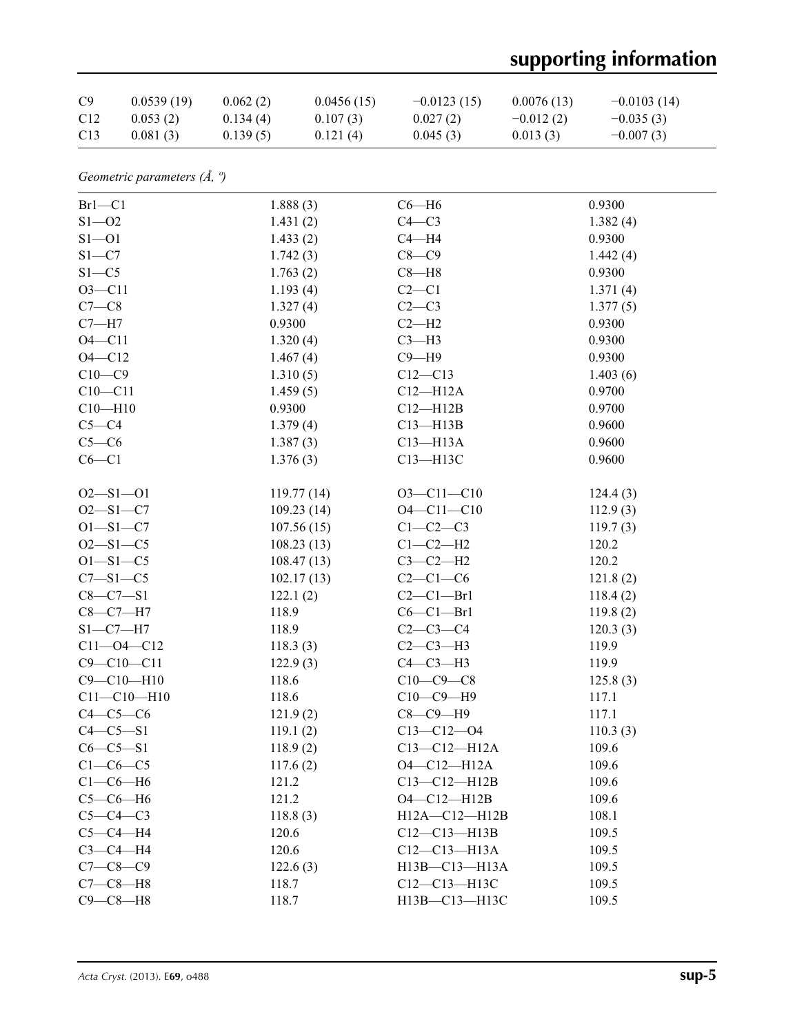| | | | | | | |
|---|---|---|---|---|---|---|
| C9 | 0.0539 (19) | 0.062 (2) | 0.0456 (15) | −0.0123 (15) | 0.0076 (13) | −0.0103 (14) |
| C12 | 0.053 (2) | 0.134 (4) | 0.107 (3) | 0.027 (2) | −0.012 (2) | −0.035 (3) |
| C13 | 0.081 (3) | 0.139 (5) | 0.121 (4) | 0.045 (3) | 0.013 (3) | −0.007 (3) |

*Geometric parameters (Å, º)*

| | | | |
|---|---|---|---|
| Br1—C1 | 1.888 (3) | C6—H6 | 0.9300 |
| S1—O2 | 1.431 (2) | C4—C3 | 1.382 (4) |
| S1—O1 | 1.433 (2) | C4—H4 | 0.9300 |
| S1—C7 | 1.742 (3) | C8—C9 | 1.442 (4) |
| S1—C5 | 1.763 (2) | C8—H8 | 0.9300 |
| O3—C11 | 1.193 (4) | C2—C1 | 1.371 (4) |
| C7—C8 | 1.327 (4) | C2—C3 | 1.377 (5) |
| C7—H7 | 0.9300 | C2—H2 | 0.9300 |
| O4—C11 | 1.320 (4) | C3—H3 | 0.9300 |
| O4—C12 | 1.467 (4) | C9—H9 | 0.9300 |
| C10—C9 | 1.310 (5) | C12—C13 | 1.403 (6) |
| C10—C11 | 1.459 (5) | C12—H12A | 0.9700 |
| C10—H10 | 0.9300 | C12—H12B | 0.9700 |
| C5—C4 | 1.379 (4) | C13—H13B | 0.9600 |
| C5—C6 | 1.387 (3) | C13—H13A | 0.9600 |
| C6—C1 | 1.376 (3) | C13—H13C | 0.9600 |
| | | | |
| O2—S1—O1 | 119.77 (14) | O3—C11—C10 | 124.4 (3) |
| O2—S1—C7 | 109.23 (14) | O4—C11—C10 | 112.9 (3) |
| O1—S1—C7 | 107.56 (15) | C1—C2—C3 | 119.7 (3) |
| O2—S1—C5 | 108.23 (13) | C1—C2—H2 | 120.2 |
| O1—S1—C5 | 108.47 (13) | C3—C2—H2 | 120.2 |
| C7—S1—C5 | 102.17 (13) | C2—C1—C6 | 121.8 (2) |
| C8—C7—S1 | 122.1 (2) | C2—C1—Br1 | 118.4 (2) |
| C8—C7—H7 | 118.9 | C6—C1—Br1 | 119.8 (2) |
| S1—C7—H7 | 118.9 | C2—C3—C4 | 120.3 (3) |
| C11—O4—C12 | 118.3 (3) | C2—C3—H3 | 119.9 |
| C9—C10—C11 | 122.9 (3) | C4—C3—H3 | 119.9 |
| C9—C10—H10 | 118.6 | C10—C9—C8 | 125.8 (3) |
| C11—C10—H10 | 118.6 | C10—C9—H9 | 117.1 |
| C4—C5—C6 | 121.9 (2) | C8—C9—H9 | 117.1 |
| C4—C5—S1 | 119.1 (2) | C13—C12—O4 | 110.3 (3) |
| C6—C5—S1 | 118.9 (2) | C13—C12—H12A | 109.6 |
| C1—C6—C5 | 117.6 (2) | O4—C12—H12A | 109.6 |
| C1—C6—H6 | 121.2 | C13—C12—H12B | 109.6 |
| C5—C6—H6 | 121.2 | O4—C12—H12B | 109.6 |
| C5—C4—C3 | 118.8 (3) | H12A—C12—H12B | 108.1 |
| C5—C4—H4 | 120.6 | C12—C13—H13B | 109.5 |
| C3—C4—H4 | 120.6 | C12—C13—H13A | 109.5 |
| C7—C8—C9 | 122.6 (3) | H13B—C13—H13A | 109.5 |
| C7—C8—H8 | 118.7 | C12—C13—H13C | 109.5 |
| C9—C8—H8 | 118.7 | H13B—C13—H13C | 109.5 |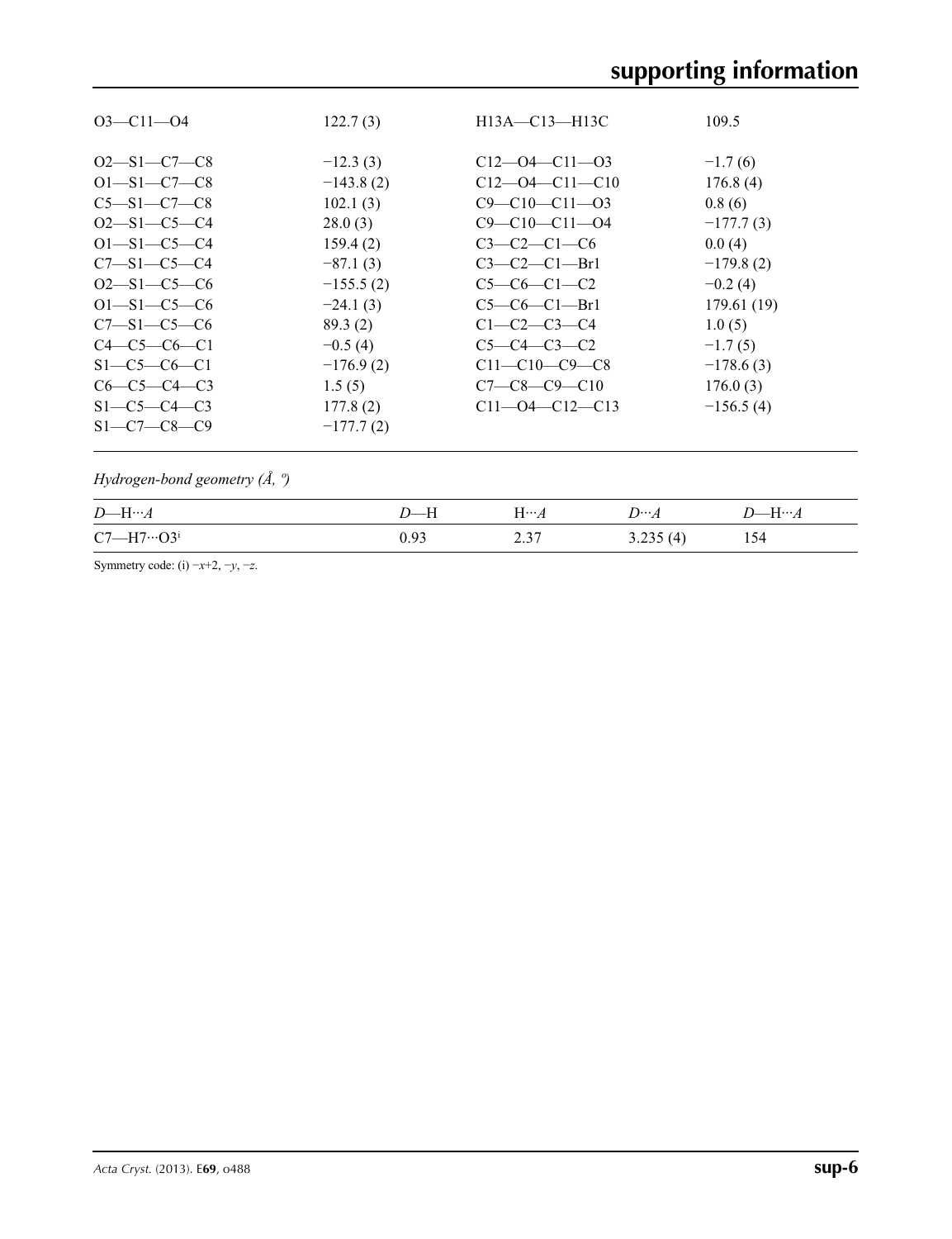| | | | |
|---|---|---|---|
| O3—C11—O4 | 122.7 (3) | H13A—C13—H13C | 109.5 |
| | | | |
| O2—S1—C7—C8 | −12.3 (3) | C12—O4—C11—O3 | −1.7 (6) |
| O1—S1—C7—C8 | −143.8 (2) | C12—O4—C11—C10 | 176.8 (4) |
| C5—S1—C7—C8 | 102.1 (3) | C9—C10—C11—O3 | 0.8 (6) |
| O2—S1—C5—C4 | 28.0 (3) | C9—C10—C11—O4 | −177.7 (3) |
| O1—S1—C5—C4 | 159.4 (2) | C3—C2—C1—C6 | 0.0 (4) |
| C7—S1—C5—C4 | −87.1 (3) | C3—C2—C1—Br1 | −179.8 (2) |
| O2—S1—C5—C6 | −155.5 (2) | C5—C6—C1—C2 | −0.2 (4) |
| O1—S1—C5—C6 | −24.1 (3) | C5—C6—C1—Br1 | 179.61 (19) |
| C7—S1—C5—C6 | 89.3 (2) | C1—C2—C3—C4 | 1.0 (5) |
| C4—C5—C6—C1 | −0.5 (4) | C5—C4—C3—C2 | −1.7 (5) |
| S1—C5—C6—C1 | −176.9 (2) | C11—C10—C9—C8 | −178.6 (3) |
| C6—C5—C4—C3 | 1.5 (5) | C7—C8—C9—C10 | 176.0 (3) |
| S1—C5—C4—C3 | 177.8 (2) | C11—O4—C12—C13 | −156.5 (4) |
| S1—C7—C8—C9 | −177.7 (2) | | |

*Hydrogen-bond geometry (Å, º)*

| *D*—H···*A* | *D*—H | H···*A* | *D*···*A* | *D*—H···*A* |
|---|---|---|---|---|
| C7—H7···O3$^{i}$ | 0.93 | 2.37 | 3.235 (4) | 154 |

Symmetry code: (i) −*x*+2, −*y*, −*z*.